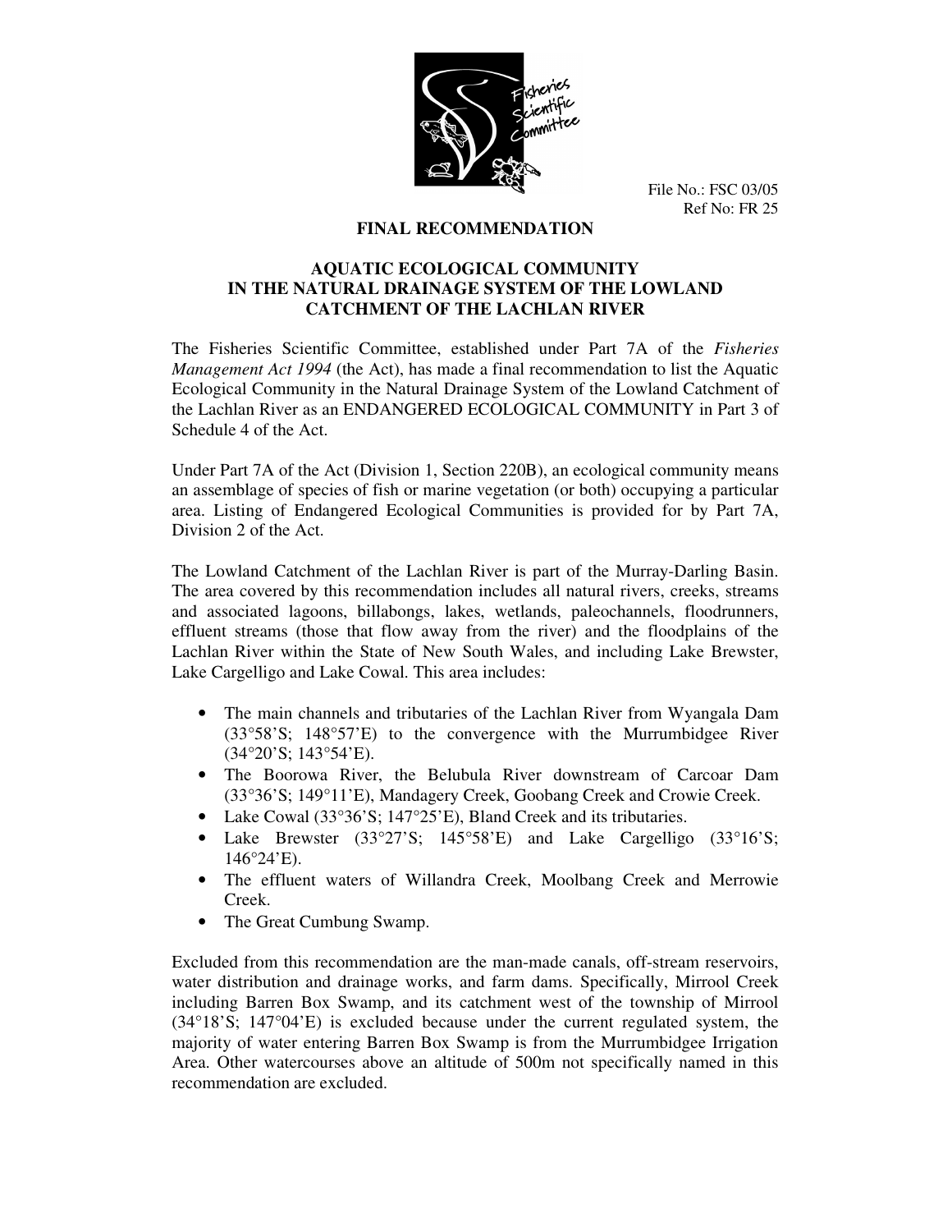File No.: FSC 03/05
Ref No: FR 25

# FINAL RECOMMENDATION

## AQUATIC ECOLOGICAL COMMUNITY IN THE NATURAL DRAINAGE SYSTEM OF THE LOWLAND CATCHMENT OF THE LACHLAN RIVER

The Fisheries Scientific Committee, established under Part 7A of the *Fisheries Management Act 1994* (the Act), has made a final recommendation to list the Aquatic Ecological Community in the Natural Drainage System of the Lowland Catchment of the Lachlan River as an ENDANGERED ECOLOGICAL COMMUNITY in Part 3 of Schedule 4 of the Act.

Under Part 7A of the Act (Division 1, Section 220B), an ecological community means an assemblage of species of fish or marine vegetation (or both) occupying a particular area. Listing of Endangered Ecological Communities is provided for by Part 7A, Division 2 of the Act.

The Lowland Catchment of the Lachlan River is part of the Murray-Darling Basin. The area covered by this recommendation includes all natural rivers, creeks, streams and associated lagoons, billabongs, lakes, wetlands, paleochannels, floodrunners, effluent streams (those that flow away from the river) and the floodplains of the Lachlan River within the State of New South Wales, and including Lake Brewster, Lake Cargelligo and Lake Cowal. This area includes:

- The main channels and tributaries of the Lachlan River from Wyangala Dam (33°58'S; 148°57'E) to the convergence with the Murrumbidgee River (34°20'S; 143°54'E).
- The Boorowa River, the Belubula River downstream of Carcoar Dam (33°36'S; 149°11'E), Mandagery Creek, Goobang Creek and Crowie Creek.
- Lake Cowal (33°36'S; 147°25'E), Bland Creek and its tributaries.
- Lake Brewster (33°27'S; 145°58'E) and Lake Cargelligo (33°16'S; 146°24'E).
- The effluent waters of Willandra Creek, Moolbang Creek and Merrowie Creek.
- The Great Cumbung Swamp.

Excluded from this recommendation are the man-made canals, off-stream reservoirs, water distribution and drainage works, and farm dams. Specifically, Mirrool Creek including Barren Box Swamp, and its catchment west of the township of Mirrool (34°18'S; 147°04'E) is excluded because under the current regulated system, the majority of water entering Barren Box Swamp is from the Murrumbidgee Irrigation Area. Other watercourses above an altitude of 500m not specifically named in this recommendation are excluded.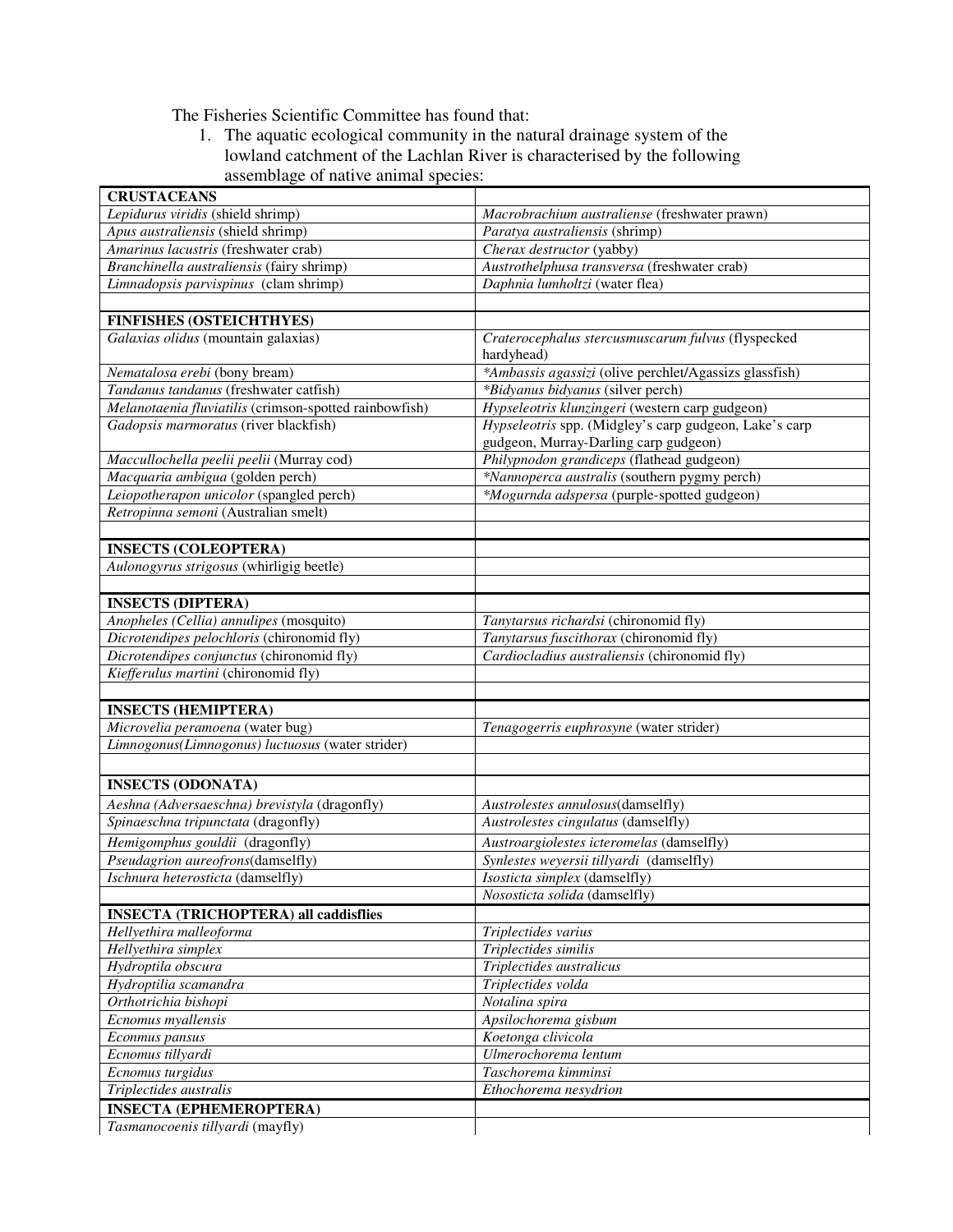The Fisheries Scientific Committee has found that:

1. The aquatic ecological community in the natural drainage system of the lowland catchment of the Lachlan River is characterised by the following assemblage of native animal species:

| **CRUSTACEANS** | |
|---|---|
| *Lepidurus viridis* (shield shrimp) | *Macrobrachium australiense* (freshwater prawn) |
| *Apus australiensis* (shield shrimp) | *Paratya australiensis* (shrimp) |
| *Amarinus lacustris* (freshwater crab) | *Cherax destructor* (yabby) |
| *Branchinella australiensis* (fairy shrimp) | *Austrothelphusa transversa* (freshwater crab) |
| *Limnadopsis parvispinus* (clam shrimp) | *Daphnia lumholtzi* (water flea) |
| | |
| **FINFISHES (OSTEICHTHYES)** | |
| *Galaxias olidus* (mountain galaxias) | *Craterocephalus stercusmuscarum fulvus* (flyspecked hardyhead) |
| *Nematalosa erebi* (bony bream) | **Ambassis agassizi* (olive perchlet/Agassizs glassfish) |
| *Tandanus tandanus* (freshwater catfish) | **Bidyanus bidyanus* (silver perch) |
| *Melanotaenia fluviatilis* (crimson-spotted rainbowfish) | *Hypseleotris klunzingeri* (western carp gudgeon) |
| *Gadopsis marmoratus* (river blackfish) | *Hypseleotris* spp. (Midgley's carp gudgeon, Lake's carp gudgeon, Murray-Darling carp gudgeon) |
| *Maccullochella peelii peelii* (Murray cod) | *Philypnodon grandiceps* (flathead gudgeon) |
| *Macquaria ambigua* (golden perch) | **Nannoperca australis* (southern pygmy perch) |
| *Leiopotherapon unicolor* (spangled perch) | **Mogurnda adspersa* (purple-spotted gudgeon) |
| *Retropinna semoni* (Australian smelt) | |
| | |
| **INSECTS (COLEOPTERA)** | |
| *Aulonogyrus strigosus* (whirligig beetle) | |
| | |
| **INSECTS (DIPTERA)** | |
| *Anopheles (Cellia) annulipes* (mosquito) | *Tanytarsus richardsi* (chironomid fly) |
| *Dicrotendipes pelochloris* (chironomid fly) | *Tanytarsus fuscithorax* (chironomid fly) |
| *Dicrotendipes conjunctus* (chironomid fly) | *Cardiocladius australiensis* (chironomid fly) |
| *Kiefferulus martini* (chironomid fly) | |
| | |
| **INSECTS (HEMIPTERA)** | |
| *Microvelia peramoena* (water bug) | *Tenagogerris euphrosyne* (water strider) |
| *Limnogonus(Limnogonus) luctuosus* (water strider) | |
| | |
| **INSECTS (ODONATA)** | |
| *Aeshna (Adversaeschna) brevistyla* (dragonfly) | *Austrolestes annulosus*(damselfly) |
| *Spinaeschna tripunctata* (dragonfly) | *Austrolestes cingulatus* (damselfly) |
| *Hemigomphus gouldii* (dragonfly) | *Austroargiolestes icteromelas* (damselfly) |
| *Pseudagrion aureofrons*(damselfly) | *Synlestes weyersii tillyardi* (damselfly) |
| *Ischnura heterosticta* (damselfly) | *Isosticta simplex* (damselfly) |
| | *Nososticta solida* (damselfly) |
| **INSECTA (TRICHOPTERA) all caddisflies** | |
| *Hellyethira malleoforma* | *Triplectides varius* |
| *Hellyethira simplex* | *Triplectides similis* |
| *Hydroptila obscura* | *Triplectides australicus* |
| *Hydroptilia scamandra* | *Triplectides volda* |
| *Orthotrichia bishopi* | *Notalina spira* |
| *Ecnomus myallensis* | *Apsilochorema gisbum* |
| *Econmus pansus* | *Koetonga clivicola* |
| *Ecnomus tillyardi* | *Ulmerochorema lentum* |
| *Ecnomus turgidus* | *Taschorema kimminsi* |
| *Triplectides australis* | *Ethochorema nesydrion* |
| **INSECTA (EPHEMEROPTERA)** | |
| *Tasmanocoenis tillyardi* (mayfly) | |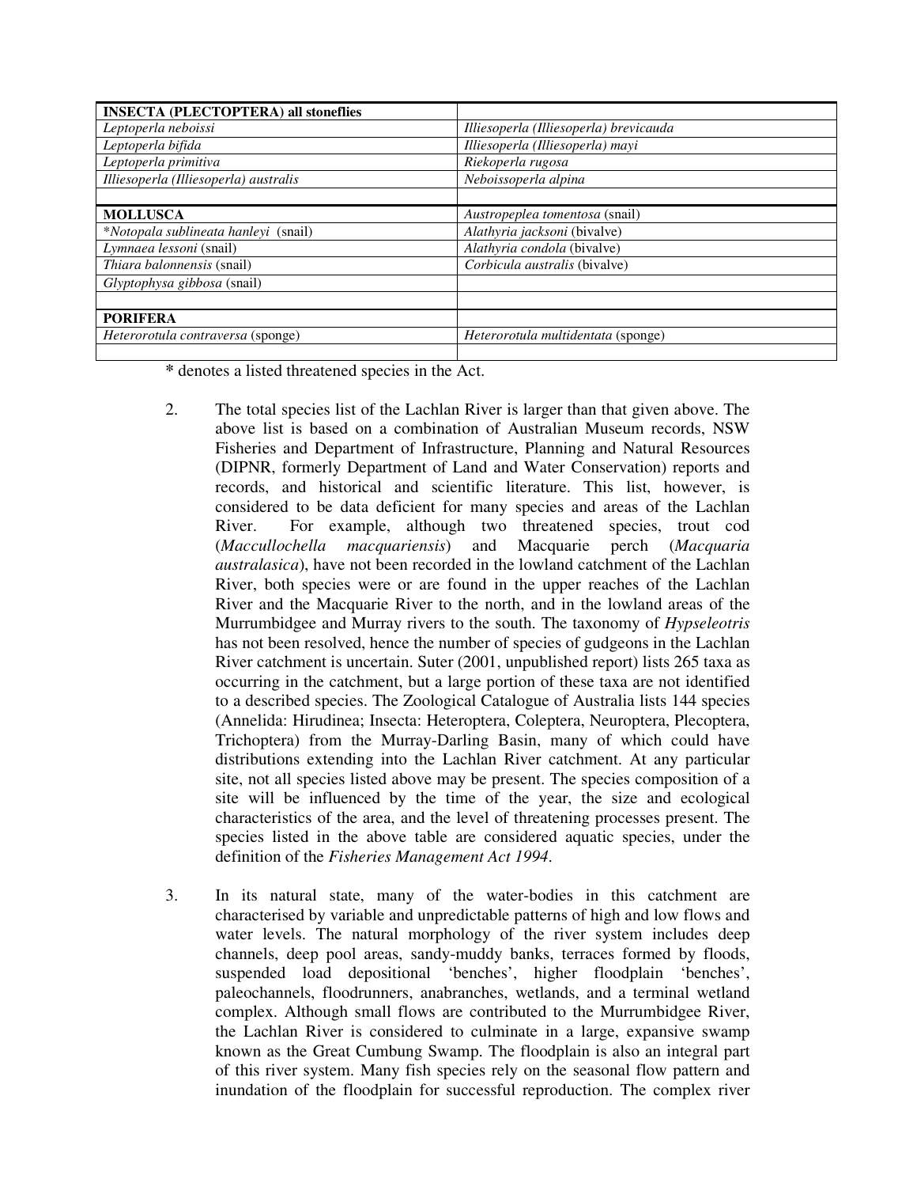| **INSECTA (PLECTOPTERA) all stoneflies** | |
|---|---|
| *Leptoperla neboissi* | *Illiesoperla (Illiesoperla) brevicauda* |
| *Leptoperla bifida* | *Illiesoperla (Illiesoperla) mayi* |
| *Leptoperla primitiva* | *Riekoperla rugosa* |
| *Illiesoperla (Illiesoperla) australis* | *Neboissoperla alpina* |
| | |
| **MOLLUSCA** | *Austropeplea tomentosa* (snail) |
| **Notopala sublineata hanleyi* (snail) | *Alathyria jacksoni* (bivalve) |
| *Lymnaea lessoni* (snail) | *Alathyria condola* (bivalve) |
| *Thiara balonnensis* (snail) | *Corbicula australis* (bivalve) |
| *Glyptophysa gibbosa* (snail) | |
| | |
| **PORIFERA** | |
| *Heterorotula contraversa* (sponge) | *Heterorotula multidentata* (sponge) |
| | |

* denotes a listed threatened species in the Act.

2. The total species list of the Lachlan River is larger than that given above. The above list is based on a combination of Australian Museum records, NSW Fisheries and Department of Infrastructure, Planning and Natural Resources (DIPNR, formerly Department of Land and Water Conservation) reports and records, and historical and scientific literature. This list, however, is considered to be data deficient for many species and areas of the Lachlan River. For example, although two threatened species, trout cod (*Maccullochella macquariensis*) and Macquarie perch (*Macquaria australasica*), have not been recorded in the lowland catchment of the Lachlan River, both species were or are found in the upper reaches of the Lachlan River and the Macquarie River to the north, and in the lowland areas of the Murrumbidgee and Murray rivers to the south. The taxonomy of *Hypseleotris* has not been resolved, hence the number of species of gudgeons in the Lachlan River catchment is uncertain. Suter (2001, unpublished report) lists 265 taxa as occurring in the catchment, but a large portion of these taxa are not identified to a described species. The Zoological Catalogue of Australia lists 144 species (Annelida: Hirudinea; Insecta: Heteroptera, Coleptera, Neuroptera, Plecoptera, Trichoptera) from the Murray-Darling Basin, many of which could have distributions extending into the Lachlan River catchment. At any particular site, not all species listed above may be present. The species composition of a site will be influenced by the time of the year, the size and ecological characteristics of the area, and the level of threatening processes present. The species listed in the above table are considered aquatic species, under the definition of the *Fisheries Management Act 1994*.

3. In its natural state, many of the water-bodies in this catchment are characterised by variable and unpredictable patterns of high and low flows and water levels. The natural morphology of the river system includes deep channels, deep pool areas, sandy-muddy banks, terraces formed by floods, suspended load depositional 'benches', higher floodplain 'benches', paleochannels, floodrunners, anabranches, wetlands, and a terminal wetland complex. Although small flows are contributed to the Murrumbidgee River, the Lachlan River is considered to culminate in a large, expansive swamp known as the Great Cumbung Swamp. The floodplain is also an integral part of this river system. Many fish species rely on the seasonal flow pattern and inundation of the floodplain for successful reproduction. The complex river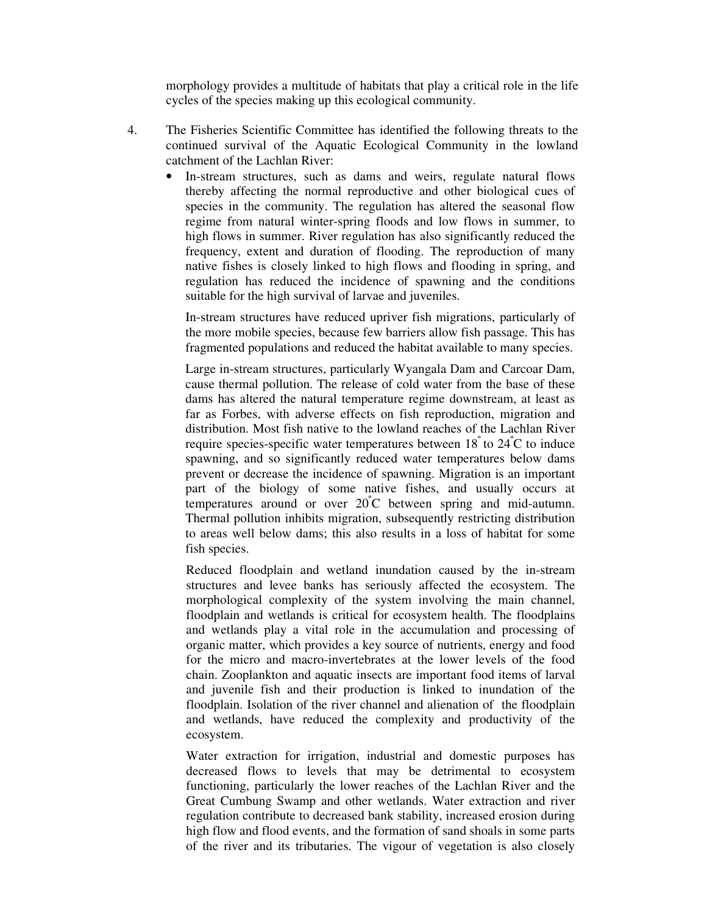morphology provides a multitude of habitats that play a critical role in the life cycles of the species making up this ecological community.

4. The Fisheries Scientific Committee has identified the following threats to the continued survival of the Aquatic Ecological Community in the lowland catchment of the Lachlan River:

- In-stream structures, such as dams and weirs, regulate natural flows thereby affecting the normal reproductive and other biological cues of species in the community. The regulation has altered the seasonal flow regime from natural winter-spring floods and low flows in summer, to high flows in summer. River regulation has also significantly reduced the frequency, extent and duration of flooding. The reproduction of many native fishes is closely linked to high flows and flooding in spring, and regulation has reduced the incidence of spawning and the conditions suitable for the high survival of larvae and juveniles.

  In-stream structures have reduced upriver fish migrations, particularly of the more mobile species, because few barriers allow fish passage. This has fragmented populations and reduced the habitat available to many species.

  Large in-stream structures, particularly Wyangala Dam and Carcoar Dam, cause thermal pollution. The release of cold water from the base of these dams has altered the natural temperature regime downstream, at least as far as Forbes, with adverse effects on fish reproduction, migration and distribution. Most fish native to the lowland reaches of the Lachlan River require species-specific water temperatures between 18° to 24°C to induce spawning, and so significantly reduced water temperatures below dams prevent or decrease the incidence of spawning. Migration is an important part of the biology of some native fishes, and usually occurs at temperatures around or over 20°C between spring and mid-autumn. Thermal pollution inhibits migration, subsequently restricting distribution to areas well below dams; this also results in a loss of habitat for some fish species.

  Reduced floodplain and wetland inundation caused by the in-stream structures and levee banks has seriously affected the ecosystem. The morphological complexity of the system involving the main channel, floodplain and wetlands is critical for ecosystem health. The floodplains and wetlands play a vital role in the accumulation and processing of organic matter, which provides a key source of nutrients, energy and food for the micro and macro-invertebrates at the lower levels of the food chain. Zooplankton and aquatic insects are important food items of larval and juvenile fish and their production is linked to inundation of the floodplain. Isolation of the river channel and alienation of the floodplain and wetlands, have reduced the complexity and productivity of the ecosystem.

  Water extraction for irrigation, industrial and domestic purposes has decreased flows to levels that may be detrimental to ecosystem functioning, particularly the lower reaches of the Lachlan River and the Great Cumbung Swamp and other wetlands. Water extraction and river regulation contribute to decreased bank stability, increased erosion during high flow and flood events, and the formation of sand shoals in some parts of the river and its tributaries. The vigour of vegetation is also closely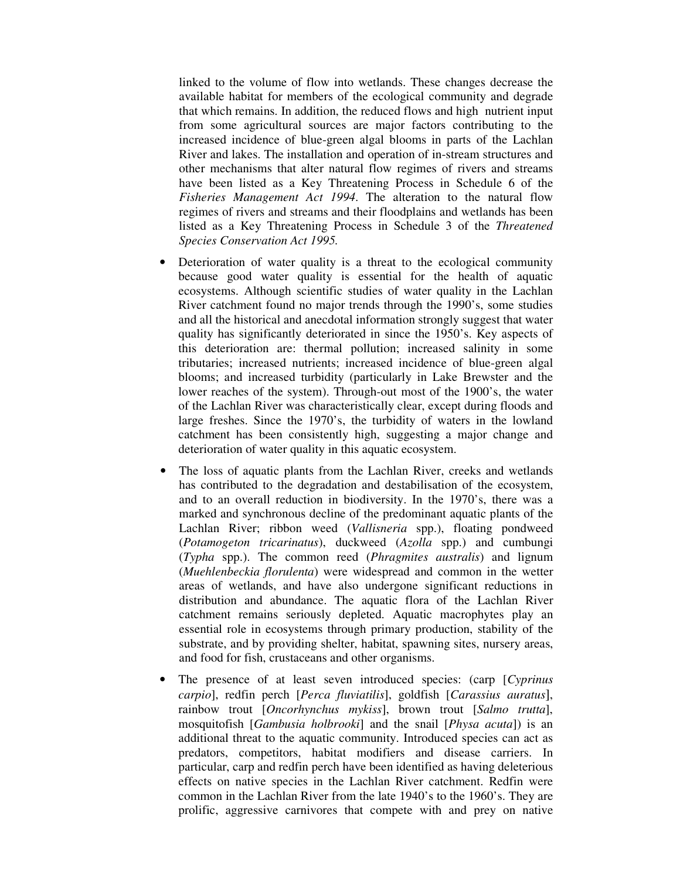linked to the volume of flow into wetlands. These changes decrease the available habitat for members of the ecological community and degrade that which remains. In addition, the reduced flows and high nutrient input from some agricultural sources are major factors contributing to the increased incidence of blue-green algal blooms in parts of the Lachlan River and lakes. The installation and operation of in-stream structures and other mechanisms that alter natural flow regimes of rivers and streams have been listed as a Key Threatening Process in Schedule 6 of the *Fisheries Management Act 1994*. The alteration to the natural flow regimes of rivers and streams and their floodplains and wetlands has been listed as a Key Threatening Process in Schedule 3 of the *Threatened Species Conservation Act 1995.*

- Deterioration of water quality is a threat to the ecological community because good water quality is essential for the health of aquatic ecosystems. Although scientific studies of water quality in the Lachlan River catchment found no major trends through the 1990's, some studies and all the historical and anecdotal information strongly suggest that water quality has significantly deteriorated in since the 1950's. Key aspects of this deterioration are: thermal pollution; increased salinity in some tributaries; increased nutrients; increased incidence of blue-green algal blooms; and increased turbidity (particularly in Lake Brewster and the lower reaches of the system). Through-out most of the 1900's, the water of the Lachlan River was characteristically clear, except during floods and large freshes. Since the 1970's, the turbidity of waters in the lowland catchment has been consistently high, suggesting a major change and deterioration of water quality in this aquatic ecosystem.

- The loss of aquatic plants from the Lachlan River, creeks and wetlands has contributed to the degradation and destabilisation of the ecosystem, and to an overall reduction in biodiversity. In the 1970's, there was a marked and synchronous decline of the predominant aquatic plants of the Lachlan River; ribbon weed (*Vallisneria* spp.), floating pondweed (*Potamogeton tricarinatus*), duckweed (*Azolla* spp.) and cumbungi (*Typha* spp.). The common reed (*Phragmites australis*) and lignum (*Muehlenbeckia florulenta*) were widespread and common in the wetter areas of wetlands, and have also undergone significant reductions in distribution and abundance. The aquatic flora of the Lachlan River catchment remains seriously depleted. Aquatic macrophytes play an essential role in ecosystems through primary production, stability of the substrate, and by providing shelter, habitat, spawning sites, nursery areas, and food for fish, crustaceans and other organisms.

- The presence of at least seven introduced species: (carp [*Cyprinus carpio*], redfin perch [*Perca fluviatilis*], goldfish [*Carassius auratus*], rainbow trout [*Oncorhynchus mykiss*], brown trout [*Salmo trutta*], mosquitofish [*Gambusia holbrooki*] and the snail [*Physa acuta*]) is an additional threat to the aquatic community. Introduced species can act as predators, competitors, habitat modifiers and disease carriers. In particular, carp and redfin perch have been identified as having deleterious effects on native species in the Lachlan River catchment. Redfin were common in the Lachlan River from the late 1940's to the 1960's. They are prolific, aggressive carnivores that compete with and prey on native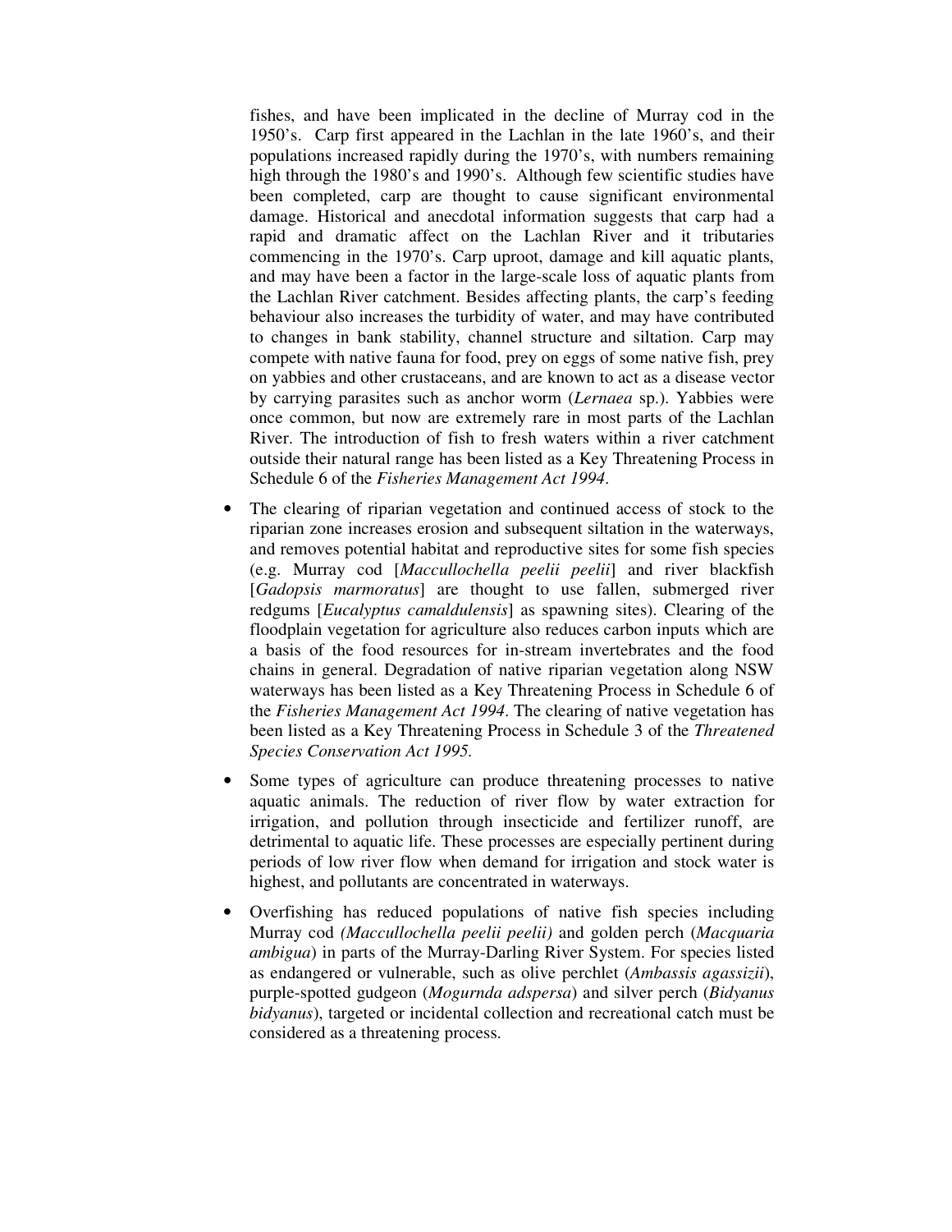fishes, and have been implicated in the decline of Murray cod in the 1950's. Carp first appeared in the Lachlan in the late 1960's, and their populations increased rapidly during the 1970's, with numbers remaining high through the 1980's and 1990's. Although few scientific studies have been completed, carp are thought to cause significant environmental damage. Historical and anecdotal information suggests that carp had a rapid and dramatic affect on the Lachlan River and it tributaries commencing in the 1970's. Carp uproot, damage and kill aquatic plants, and may have been a factor in the large-scale loss of aquatic plants from the Lachlan River catchment. Besides affecting plants, the carp's feeding behaviour also increases the turbidity of water, and may have contributed to changes in bank stability, channel structure and siltation. Carp may compete with native fauna for food, prey on eggs of some native fish, prey on yabbies and other crustaceans, and are known to act as a disease vector by carrying parasites such as anchor worm (*Lernaea* sp.). Yabbies were once common, but now are extremely rare in most parts of the Lachlan River. The introduction of fish to fresh waters within a river catchment outside their natural range has been listed as a Key Threatening Process in Schedule 6 of the *Fisheries Management Act 1994*.

- The clearing of riparian vegetation and continued access of stock to the riparian zone increases erosion and subsequent siltation in the waterways, and removes potential habitat and reproductive sites for some fish species (e.g. Murray cod [*Maccullochella peelii peelii*] and river blackfish [*Gadopsis marmoratus*] are thought to use fallen, submerged river redgums [*Eucalyptus camaldulensis*] as spawning sites). Clearing of the floodplain vegetation for agriculture also reduces carbon inputs which are a basis of the food resources for in-stream invertebrates and the food chains in general. Degradation of native riparian vegetation along NSW waterways has been listed as a Key Threatening Process in Schedule 6 of the *Fisheries Management Act 1994*. The clearing of native vegetation has been listed as a Key Threatening Process in Schedule 3 of the *Threatened Species Conservation Act 1995.*

- Some types of agriculture can produce threatening processes to native aquatic animals. The reduction of river flow by water extraction for irrigation, and pollution through insecticide and fertilizer runoff, are detrimental to aquatic life. These processes are especially pertinent during periods of low river flow when demand for irrigation and stock water is highest, and pollutants are concentrated in waterways.

- Overfishing has reduced populations of native fish species including Murray cod *(Maccullochella peelii peelii)* and golden perch (*Macquaria ambigua*) in parts of the Murray-Darling River System. For species listed as endangered or vulnerable, such as olive perchlet (*Ambassis agassizii*), purple-spotted gudgeon (*Mogurnda adspersa*) and silver perch (*Bidyanus bidyanus*), targeted or incidental collection and recreational catch must be considered as a threatening process.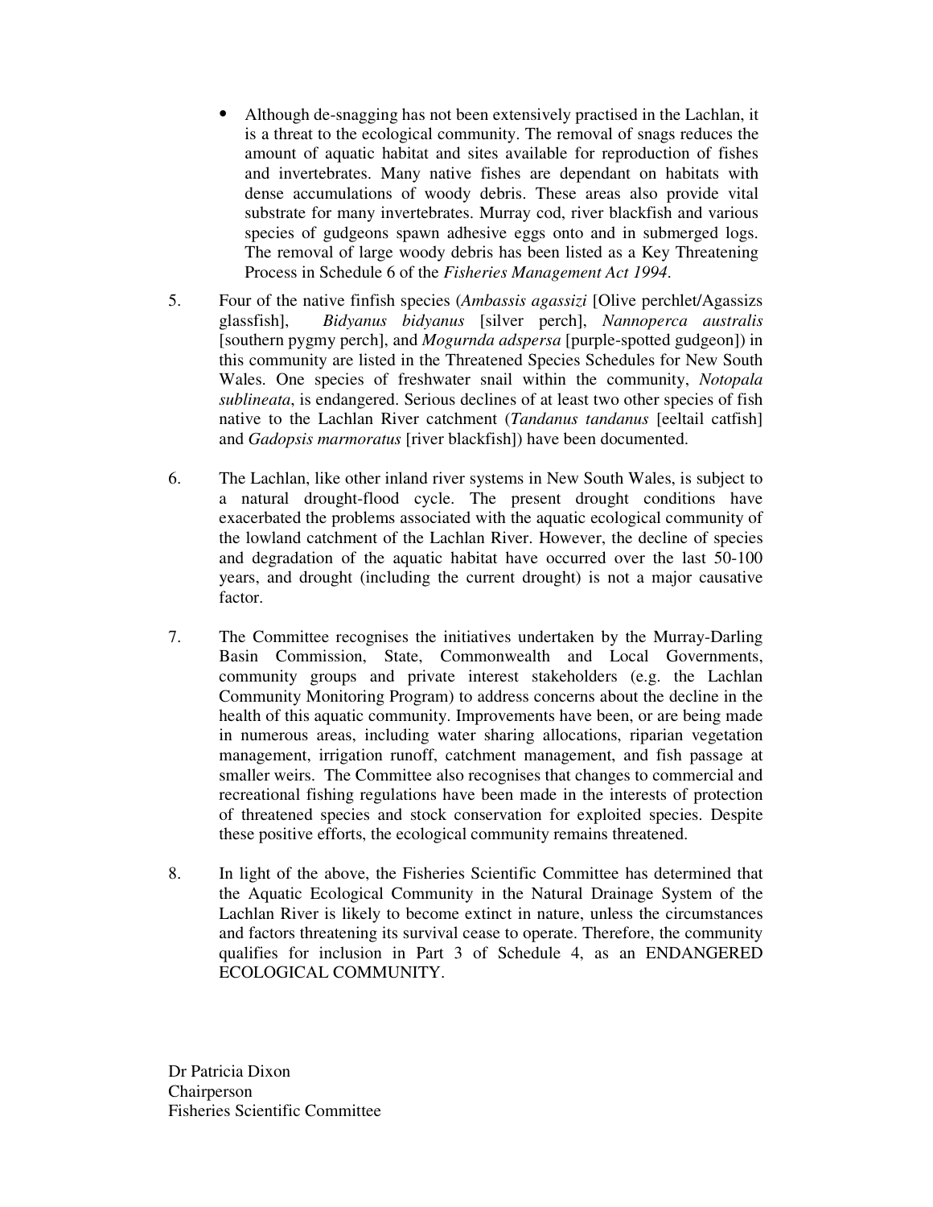- Although de-snagging has not been extensively practised in the Lachlan, it is a threat to the ecological community. The removal of snags reduces the amount of aquatic habitat and sites available for reproduction of fishes and invertebrates. Many native fishes are dependant on habitats with dense accumulations of woody debris. These areas also provide vital substrate for many invertebrates. Murray cod, river blackfish and various species of gudgeons spawn adhesive eggs onto and in submerged logs. The removal of large woody debris has been listed as a Key Threatening Process in Schedule 6 of the *Fisheries Management Act 1994*.

5. Four of the native finfish species (*Ambassis agassizi* [Olive perchlet/Agassizs glassfish], *Bidyanus bidyanus* [silver perch], *Nannoperca australis* [southern pygmy perch], and *Mogurnda adspersa* [purple-spotted gudgeon]) in this community are listed in the Threatened Species Schedules for New South Wales. One species of freshwater snail within the community, *Notopala sublineata*, is endangered. Serious declines of at least two other species of fish native to the Lachlan River catchment (*Tandanus tandanus* [eeltail catfish] and *Gadopsis marmoratus* [river blackfish]) have been documented.

6. The Lachlan, like other inland river systems in New South Wales, is subject to a natural drought-flood cycle. The present drought conditions have exacerbated the problems associated with the aquatic ecological community of the lowland catchment of the Lachlan River. However, the decline of species and degradation of the aquatic habitat have occurred over the last 50-100 years, and drought (including the current drought) is not a major causative factor.

7. The Committee recognises the initiatives undertaken by the Murray-Darling Basin Commission, State, Commonwealth and Local Governments, community groups and private interest stakeholders (e.g. the Lachlan Community Monitoring Program) to address concerns about the decline in the health of this aquatic community. Improvements have been, or are being made in numerous areas, including water sharing allocations, riparian vegetation management, irrigation runoff, catchment management, and fish passage at smaller weirs. The Committee also recognises that changes to commercial and recreational fishing regulations have been made in the interests of protection of threatened species and stock conservation for exploited species. Despite these positive efforts, the ecological community remains threatened.

8. In light of the above, the Fisheries Scientific Committee has determined that the Aquatic Ecological Community in the Natural Drainage System of the Lachlan River is likely to become extinct in nature, unless the circumstances and factors threatening its survival cease to operate. Therefore, the community qualifies for inclusion in Part 3 of Schedule 4, as an ENDANGERED ECOLOGICAL COMMUNITY.

Dr Patricia Dixon
Chairperson
Fisheries Scientific Committee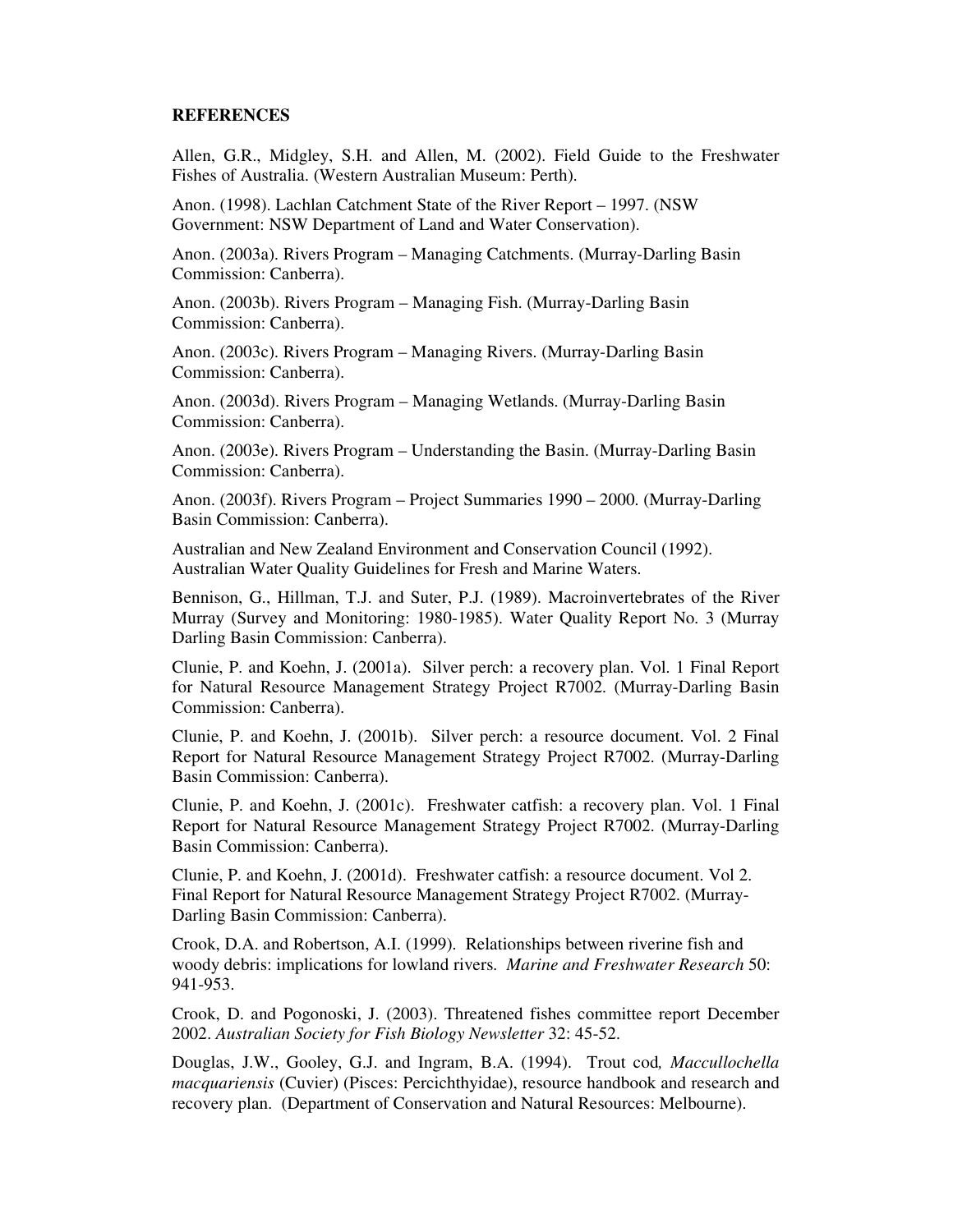**REFERENCES**

Allen, G.R., Midgley, S.H. and Allen, M. (2002). Field Guide to the Freshwater Fishes of Australia. (Western Australian Museum: Perth).

Anon. (1998). Lachlan Catchment State of the River Report – 1997. (NSW Government: NSW Department of Land and Water Conservation).

Anon. (2003a). Rivers Program – Managing Catchments. (Murray-Darling Basin Commission: Canberra).

Anon. (2003b). Rivers Program – Managing Fish. (Murray-Darling Basin Commission: Canberra).

Anon. (2003c). Rivers Program – Managing Rivers. (Murray-Darling Basin Commission: Canberra).

Anon. (2003d). Rivers Program – Managing Wetlands. (Murray-Darling Basin Commission: Canberra).

Anon. (2003e). Rivers Program – Understanding the Basin. (Murray-Darling Basin Commission: Canberra).

Anon. (2003f). Rivers Program – Project Summaries 1990 – 2000. (Murray-Darling Basin Commission: Canberra).

Australian and New Zealand Environment and Conservation Council (1992). Australian Water Quality Guidelines for Fresh and Marine Waters.

Bennison, G., Hillman, T.J. and Suter, P.J. (1989). Macroinvertebrates of the River Murray (Survey and Monitoring: 1980-1985). Water Quality Report No. 3 (Murray Darling Basin Commission: Canberra).

Clunie, P. and Koehn, J. (2001a). Silver perch: a recovery plan. Vol. 1 Final Report for Natural Resource Management Strategy Project R7002. (Murray-Darling Basin Commission: Canberra).

Clunie, P. and Koehn, J. (2001b). Silver perch: a resource document. Vol. 2 Final Report for Natural Resource Management Strategy Project R7002. (Murray-Darling Basin Commission: Canberra).

Clunie, P. and Koehn, J. (2001c). Freshwater catfish: a recovery plan. Vol. 1 Final Report for Natural Resource Management Strategy Project R7002. (Murray-Darling Basin Commission: Canberra).

Clunie, P. and Koehn, J. (2001d). Freshwater catfish: a resource document. Vol 2. Final Report for Natural Resource Management Strategy Project R7002. (Murray-Darling Basin Commission: Canberra).

Crook, D.A. and Robertson, A.I. (1999). Relationships between riverine fish and woody debris: implications for lowland rivers. *Marine and Freshwater Research* 50: 941-953.

Crook, D. and Pogonoski, J. (2003). Threatened fishes committee report December 2002. *Australian Society for Fish Biology Newsletter* 32: 45-52.

Douglas, J.W., Gooley, G.J. and Ingram, B.A. (1994). Trout cod*, Maccullochella macquariensis* (Cuvier) (Pisces: Percichthyidae), resource handbook and research and recovery plan. (Department of Conservation and Natural Resources: Melbourne).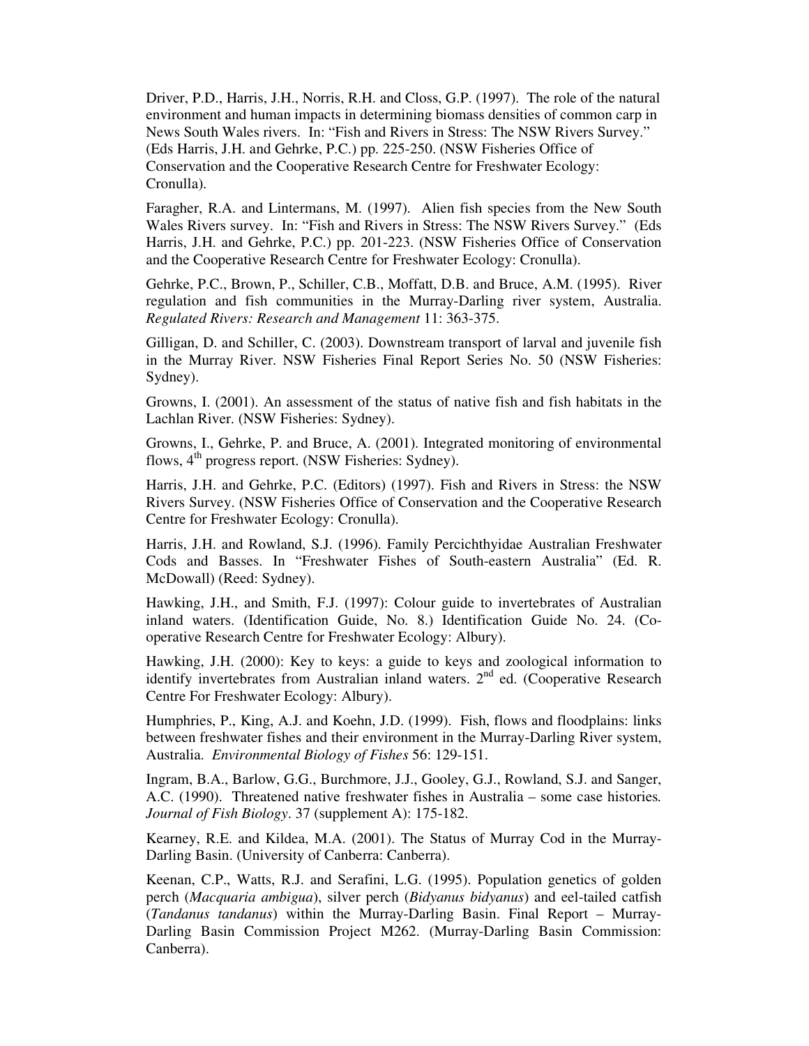Driver, P.D., Harris, J.H., Norris, R.H. and Closs, G.P. (1997). The role of the natural environment and human impacts in determining biomass densities of common carp in News South Wales rivers. In: "Fish and Rivers in Stress: The NSW Rivers Survey." (Eds Harris, J.H. and Gehrke, P.C.) pp. 225-250. (NSW Fisheries Office of Conservation and the Cooperative Research Centre for Freshwater Ecology: Cronulla).

Faragher, R.A. and Lintermans, M. (1997). Alien fish species from the New South Wales Rivers survey. In: "Fish and Rivers in Stress: The NSW Rivers Survey." (Eds Harris, J.H. and Gehrke, P.C.) pp. 201-223. (NSW Fisheries Office of Conservation and the Cooperative Research Centre for Freshwater Ecology: Cronulla).

Gehrke, P.C., Brown, P., Schiller, C.B., Moffatt, D.B. and Bruce, A.M. (1995). River regulation and fish communities in the Murray-Darling river system, Australia. *Regulated Rivers: Research and Management* 11: 363-375.

Gilligan, D. and Schiller, C. (2003). Downstream transport of larval and juvenile fish in the Murray River. NSW Fisheries Final Report Series No. 50 (NSW Fisheries: Sydney).

Growns, I. (2001). An assessment of the status of native fish and fish habitats in the Lachlan River. (NSW Fisheries: Sydney).

Growns, I., Gehrke, P. and Bruce, A. (2001). Integrated monitoring of environmental flows, 4th progress report. (NSW Fisheries: Sydney).

Harris, J.H. and Gehrke, P.C. (Editors) (1997). Fish and Rivers in Stress: the NSW Rivers Survey. (NSW Fisheries Office of Conservation and the Cooperative Research Centre for Freshwater Ecology: Cronulla).

Harris, J.H. and Rowland, S.J. (1996). Family Percichthyidae Australian Freshwater Cods and Basses. In "Freshwater Fishes of South-eastern Australia" (Ed. R. McDowall) (Reed: Sydney).

Hawking, J.H., and Smith, F.J. (1997): Colour guide to invertebrates of Australian inland waters. (Identification Guide, No. 8.) Identification Guide No. 24. (Co-operative Research Centre for Freshwater Ecology: Albury).

Hawking, J.H. (2000): Key to keys: a guide to keys and zoological information to identify invertebrates from Australian inland waters. 2nd ed. (Cooperative Research Centre For Freshwater Ecology: Albury).

Humphries, P., King, A.J. and Koehn, J.D. (1999). Fish, flows and floodplains: links between freshwater fishes and their environment in the Murray-Darling River system, Australia. *Environmental Biology of Fishes* 56: 129-151.

Ingram, B.A., Barlow, G.G., Burchmore, J.J., Gooley, G.J., Rowland, S.J. and Sanger, A.C. (1990). Threatened native freshwater fishes in Australia – some case histories. *Journal of Fish Biology*. 37 (supplement A): 175-182.

Kearney, R.E. and Kildea, M.A. (2001). The Status of Murray Cod in the Murray-Darling Basin. (University of Canberra: Canberra).

Keenan, C.P., Watts, R.J. and Serafini, L.G. (1995). Population genetics of golden perch (*Macquaria ambigua*), silver perch (*Bidyanus bidyanus*) and eel-tailed catfish (*Tandanus tandanus*) within the Murray-Darling Basin. Final Report – Murray-Darling Basin Commission Project M262. (Murray-Darling Basin Commission: Canberra).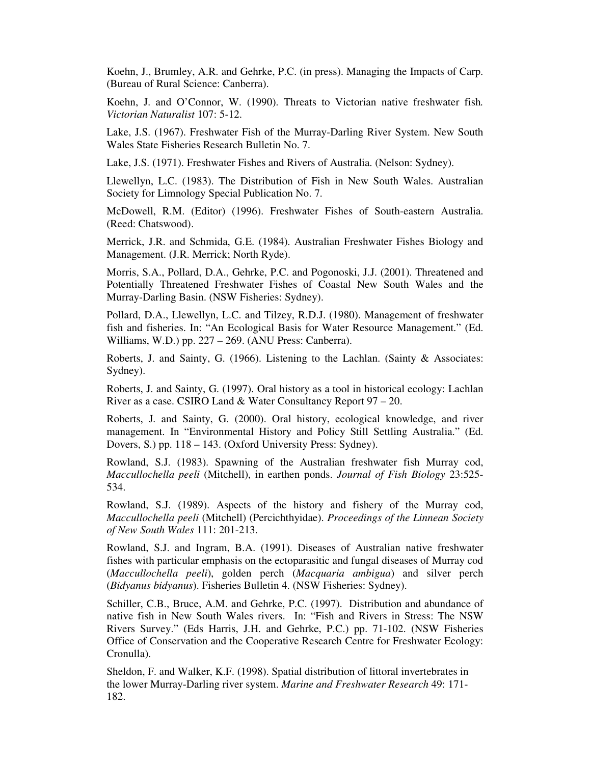Koehn, J., Brumley, A.R. and Gehrke, P.C. (in press). Managing the Impacts of Carp. (Bureau of Rural Science: Canberra).

Koehn, J. and O'Connor, W. (1990). Threats to Victorian native freshwater fish. *Victorian Naturalist* 107: 5-12.

Lake, J.S. (1967). Freshwater Fish of the Murray-Darling River System. New South Wales State Fisheries Research Bulletin No. 7.

Lake, J.S. (1971). Freshwater Fishes and Rivers of Australia. (Nelson: Sydney).

Llewellyn, L.C. (1983). The Distribution of Fish in New South Wales. Australian Society for Limnology Special Publication No. 7.

McDowell, R.M. (Editor) (1996). Freshwater Fishes of South-eastern Australia. (Reed: Chatswood).

Merrick, J.R. and Schmida, G.E. (1984). Australian Freshwater Fishes Biology and Management. (J.R. Merrick; North Ryde).

Morris, S.A., Pollard, D.A., Gehrke, P.C. and Pogonoski, J.J. (2001). Threatened and Potentially Threatened Freshwater Fishes of Coastal New South Wales and the Murray-Darling Basin. (NSW Fisheries: Sydney).

Pollard, D.A., Llewellyn, L.C. and Tilzey, R.D.J. (1980). Management of freshwater fish and fisheries. In: "An Ecological Basis for Water Resource Management." (Ed. Williams, W.D.) pp. 227 – 269. (ANU Press: Canberra).

Roberts, J. and Sainty, G. (1966). Listening to the Lachlan. (Sainty & Associates: Sydney).

Roberts, J. and Sainty, G. (1997). Oral history as a tool in historical ecology: Lachlan River as a case. CSIRO Land & Water Consultancy Report 97 – 20.

Roberts, J. and Sainty, G. (2000). Oral history, ecological knowledge, and river management. In "Environmental History and Policy Still Settling Australia." (Ed. Dovers, S.) pp. 118 – 143. (Oxford University Press: Sydney).

Rowland, S.J. (1983). Spawning of the Australian freshwater fish Murray cod, *Maccullochella peeli* (Mitchell), in earthen ponds. *Journal of Fish Biology* 23:525-534.

Rowland, S.J. (1989). Aspects of the history and fishery of the Murray cod, *Maccullochella peeli* (Mitchell) (Percichthyidae). *Proceedings of the Linnean Society of New South Wales* 111: 201-213.

Rowland, S.J. and Ingram, B.A. (1991). Diseases of Australian native freshwater fishes with particular emphasis on the ectoparasitic and fungal diseases of Murray cod (*Maccullochella peeli*), golden perch (*Macquaria ambigua*) and silver perch (*Bidyanus bidyanus*). Fisheries Bulletin 4. (NSW Fisheries: Sydney).

Schiller, C.B., Bruce, A.M. and Gehrke, P.C. (1997). Distribution and abundance of native fish in New South Wales rivers. In: "Fish and Rivers in Stress: The NSW Rivers Survey." (Eds Harris, J.H. and Gehrke, P.C.) pp. 71-102. (NSW Fisheries Office of Conservation and the Cooperative Research Centre for Freshwater Ecology: Cronulla).

Sheldon, F. and Walker, K.F. (1998). Spatial distribution of littoral invertebrates in the lower Murray-Darling river system. *Marine and Freshwater Research* 49: 171-182.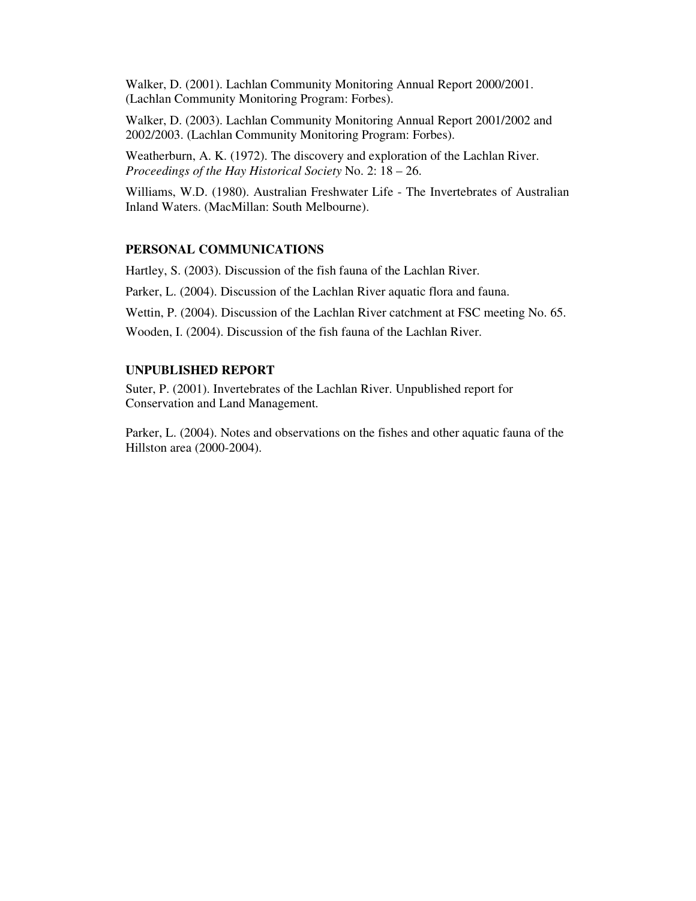Walker, D. (2001). Lachlan Community Monitoring Annual Report 2000/2001. (Lachlan Community Monitoring Program: Forbes).

Walker, D. (2003). Lachlan Community Monitoring Annual Report 2001/2002 and 2002/2003. (Lachlan Community Monitoring Program: Forbes).

Weatherburn, A. K. (1972). The discovery and exploration of the Lachlan River. *Proceedings of the Hay Historical Society* No. 2: 18 – 26.

Williams, W.D. (1980). Australian Freshwater Life - The Invertebrates of Australian Inland Waters. (MacMillan: South Melbourne).

## PERSONAL COMMUNICATIONS

Hartley, S. (2003). Discussion of the fish fauna of the Lachlan River.

Parker, L. (2004). Discussion of the Lachlan River aquatic flora and fauna.

Wettin, P. (2004). Discussion of the Lachlan River catchment at FSC meeting No. 65.

Wooden, I. (2004). Discussion of the fish fauna of the Lachlan River.

## UNPUBLISHED REPORT

Suter, P. (2001). Invertebrates of the Lachlan River. Unpublished report for Conservation and Land Management.

Parker, L. (2004). Notes and observations on the fishes and other aquatic fauna of the Hillston area (2000-2004).